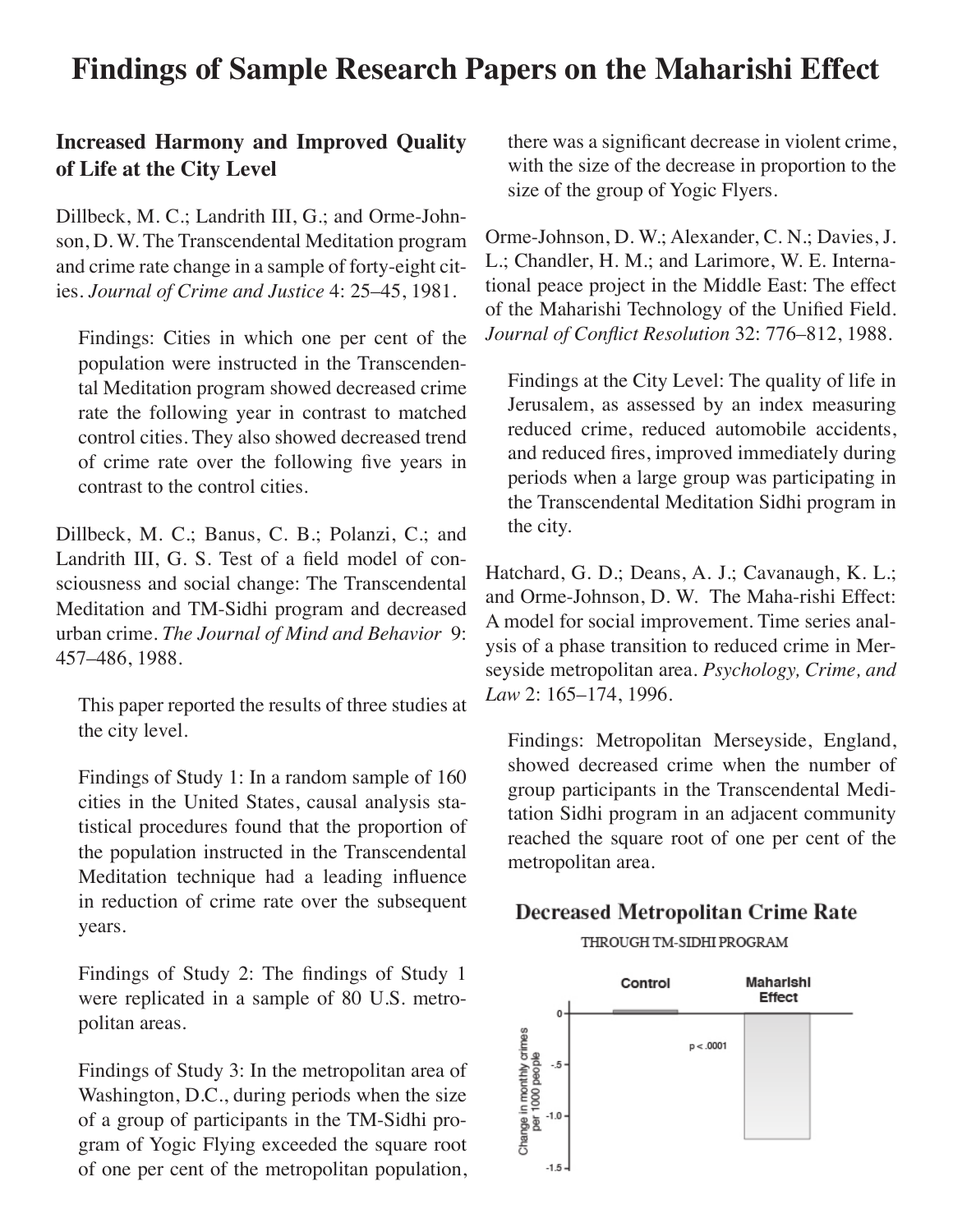# Findings of Sample Research Papers on the Maharishi Effect

## Increased Harmony and Improved Quality of Life at the City Level

Dillbeck, M. C.; Landrith III, G.; and Orme-Johnson, D. W. The Transcendental Meditation program and crime rate change in a sample of forty-eight cities. *Journal of Crime and Justice* 4: 25–45, 1981.

Findings: Cities in which one per cent of the population were instructed in the Transcendental Meditation program showed decreased crime rate the following year in contrast to matched control cities. They also showed decreased trend of crime rate over the following five years in contrast to the control cities.

Dillbeck, M. C.; Banus, C. B.; Polanzi, C.; and Landrith III, G. S. Test of a field model of consciousness and social change: The Transcendental Meditation and TM-Sidhi program and decreased urban crime. *The Journal of Mind and Behavior* 9: 457–486, 1988.

This paper reported the results of three studies at the city level.

Findings of Study 1: In a random sample of 160 cities in the United States, causal analysis statistical procedures found that the proportion of the population instructed in the Transcendental Meditation technique had a leading influence in reduction of crime rate over the subsequent years.

Findings of Study 2: The findings of Study 1 were replicated in a sample of 80 U.S. metropolitan areas.

Findings of Study 3: In the metropolitan area of Washington, D.C., during periods when the size of a group of participants in the TM-Sidhi program of Yogic Flying exceeded the square root of one per cent of the metropolitan population, there was a significant decrease in violent crime, with the size of the decrease in proportion to the size of the group of Yogic Flyers.

Orme-Johnson, D. W.; Alexander, C. N.; Davies, J. L.; Chandler, H. M.; and Larimore, W. E. International peace project in the Middle East: The effect of the Maharishi Technology of the Unified Field. *Journal of Conflict Resolution* 32: 776–812, 1988.

Findings at the City Level: The quality of life in Jerusalem, as assessed by an index measuring reduced crime, reduced automobile accidents, and reduced fires, improved immediately during periods when a large group was participating in the Transcendental Meditation Sidhi program in the city.

Hatchard, G. D.; Deans, A. J.; Cavanaugh, K. L.; and Orme-Johnson, D. W. The Maha-rishi Effect: A model for social improvement. Time series analysis of a phase transition to reduced crime in Merseyside metropolitan area. *Psychology, Crime, and Law* 2: 165–174, 1996.

Findings: Metropolitan Merseyside, England, showed decreased crime when the number of group participants in the Transcendental Meditation Sidhi program in an adjacent community reached the square root of one per cent of the metropolitan area.

**Decreased Metropolitan Crime Rate**

THROUGH TM-SIDHI PROGRAM

| | Control | Maharishi Effect |
|---|---|---|
| Change in monthly crimes per 1000 people | ~0 | ~-1.2 |

$p < .0001$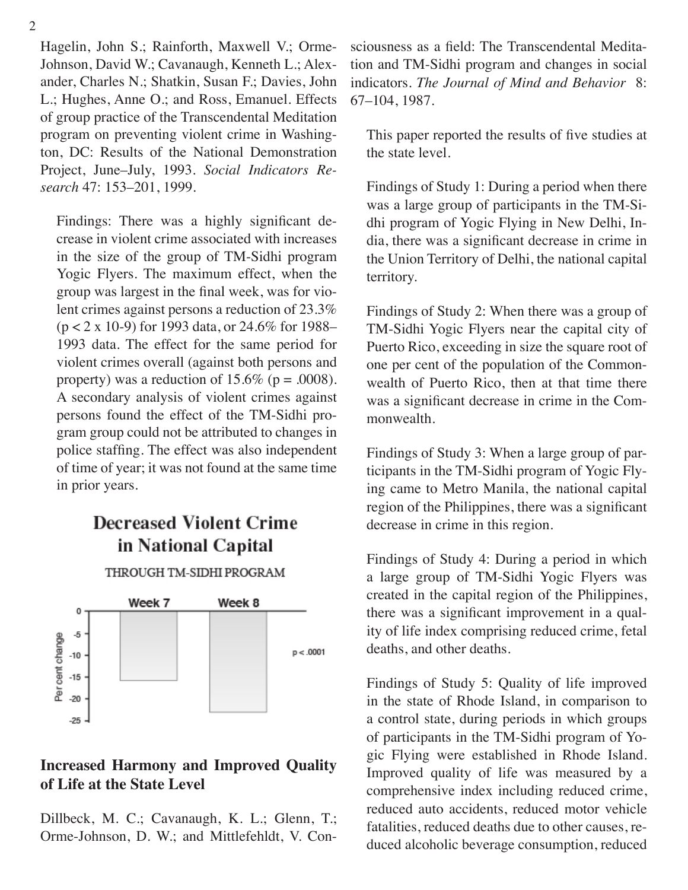Hagelin, John S.; Rainforth, Maxwell V.; Orme-Johnson, David W.; Cavanaugh, Kenneth L.; Alexander, Charles N.; Shatkin, Susan F.; Davies, John L.; Hughes, Anne O.; and Ross, Emanuel. Effects of group practice of the Transcendental Meditation program on preventing violent crime in Washington, DC: Results of the National Demonstration Project, June–July, 1993. *Social Indicators Research* 47: 153–201, 1999.

Findings: There was a highly significant decrease in violent crime associated with increases in the size of the group of TM-Sidhi program Yogic Flyers. The maximum effect, when the group was largest in the final week, was for violent crimes against persons a reduction of 23.3% ($p < 2 \times 10^{-9}$) for 1993 data, or 24.6% for 1988–1993 data. The effect for the same period for violent crimes overall (against both persons and property) was a reduction of 15.6% ($p = .0008$). A secondary analysis of violent crimes against persons found the effect of the TM-Sidhi program group could not be attributed to changes in police staffing. The effect was also independent of time of year; it was not found at the same time in prior years.

**Decreased Violent Crime in National Capital**

THROUGH TM-SIDHI PROGRAM

Week 7 | Week 8

Per cent change: 0, -5, -10, -15, -20, -25

$p < .0001$

## Increased Harmony and Improved Quality of Life at the State Level

Dillbeck, M. C.; Cavanaugh, K. L.; Glenn, T.; Orme-Johnson, D. W.; and Mittlefehldt, V. Consciousness as a field: The Transcendental Meditation and TM-Sidhi program and changes in social indicators. *The Journal of Mind and Behavior* 8: 67–104, 1987.

This paper reported the results of five studies at the state level.

Findings of Study 1: During a period when there was a large group of participants in the TM-Sidhi program of Yogic Flying in New Delhi, India, there was a significant decrease in crime in the Union Territory of Delhi, the national capital territory.

Findings of Study 2: When there was a group of TM-Sidhi Yogic Flyers near the capital city of Puerto Rico, exceeding in size the square root of one per cent of the population of the Commonwealth of Puerto Rico, then at that time there was a significant decrease in crime in the Commonwealth.

Findings of Study 3: When a large group of participants in the TM-Sidhi program of Yogic Flying came to Metro Manila, the national capital region of the Philippines, there was a significant decrease in crime in this region.

Findings of Study 4: During a period in which a large group of TM-Sidhi Yogic Flyers was created in the capital region of the Philippines, there was a significant improvement in a quality of life index comprising reduced crime, fetal deaths, and other deaths.

Findings of Study 5: Quality of life improved in the state of Rhode Island, in comparison to a control state, during periods in which groups of participants in the TM-Sidhi program of Yogic Flying were established in Rhode Island. Improved quality of life was measured by a comprehensive index including reduced crime, reduced auto accidents, reduced motor vehicle fatalities, reduced deaths due to other causes, reduced alcoholic beverage consumption, reduced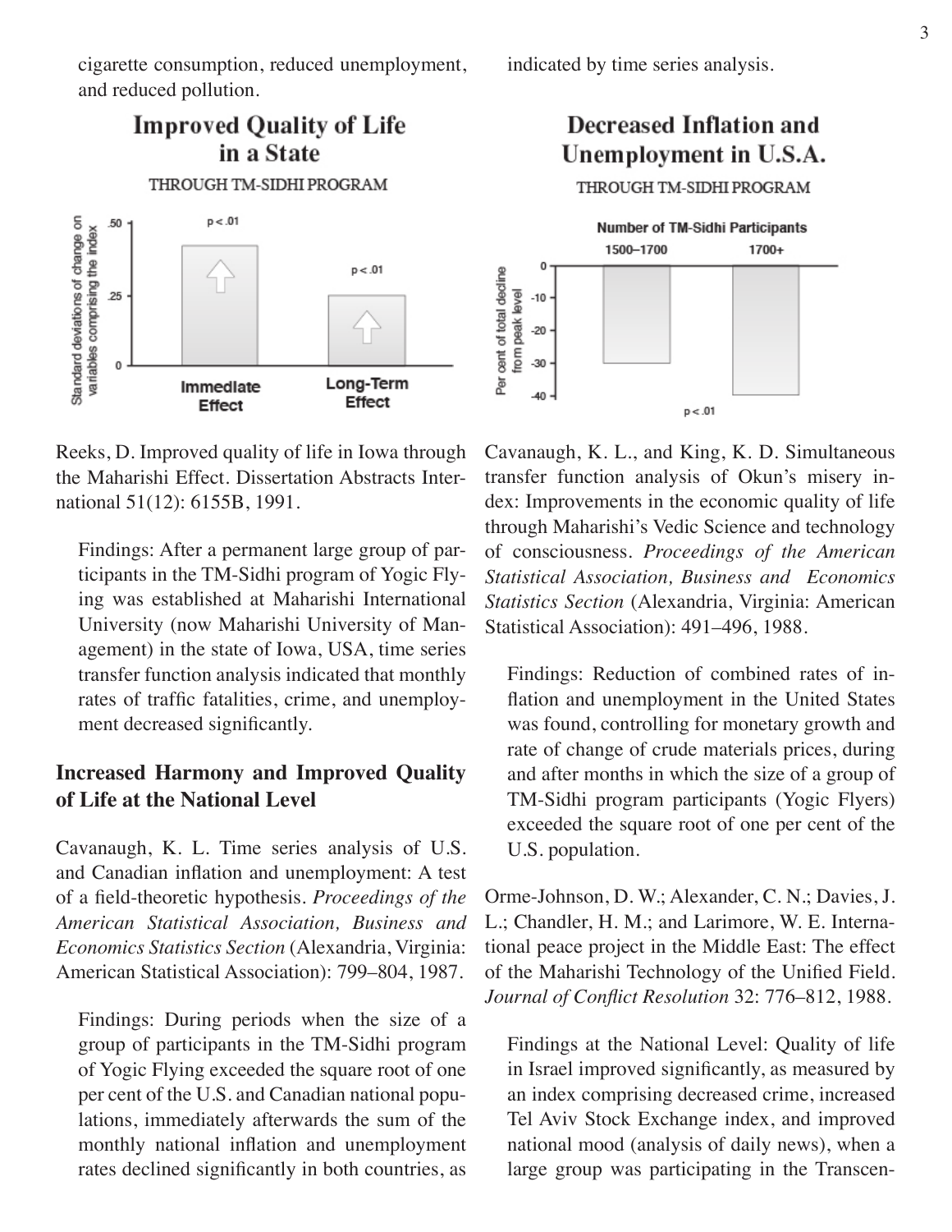cigarette consumption, reduced unemployment, and reduced pollution.

**Improved Quality of Life in a State**

THROUGH TM-SIDHI PROGRAM

Reeks, D. Improved quality of life in Iowa through the Maharishi Effect. Dissertation Abstracts International 51(12): 6155B, 1991.

Findings: After a permanent large group of participants in the TM-Sidhi program of Yogic Flying was established at Maharishi International University (now Maharishi University of Management) in the state of Iowa, USA, time series transfer function analysis indicated that monthly rates of traffic fatalities, crime, and unemployment decreased significantly.

## Increased Harmony and Improved Quality of Life at the National Level

Cavanaugh, K. L. Time series analysis of U.S. and Canadian inflation and unemployment: A test of a field-theoretic hypothesis. *Proceedings of the American Statistical Association, Business and Economics Statistics Section* (Alexandria, Virginia: American Statistical Association): 799–804, 1987.

Findings: During periods when the size of a group of participants in the TM-Sidhi program of Yogic Flying exceeded the square root of one per cent of the U.S. and Canadian national populations, immediately afterwards the sum of the monthly national inflation and unemployment rates declined significantly in both countries, as indicated by time series analysis.

**Decreased Inflation and Unemployment in U.S.A.**

THROUGH TM-SIDHI PROGRAM

Cavanaugh, K. L., and King, K. D. Simultaneous transfer function analysis of Okun's misery index: Improvements in the economic quality of life through Maharishi's Vedic Science and technology of consciousness. *Proceedings of the American Statistical Association, Business and Economics Statistics Section* (Alexandria, Virginia: American Statistical Association): 491–496, 1988.

Findings: Reduction of combined rates of inflation and unemployment in the United States was found, controlling for monetary growth and rate of change of crude materials prices, during and after months in which the size of a group of TM-Sidhi program participants (Yogic Flyers) exceeded the square root of one per cent of the U.S. population.

Orme-Johnson, D. W.; Alexander, C. N.; Davies, J. L.; Chandler, H. M.; and Larimore, W. E. International peace project in the Middle East: The effect of the Maharishi Technology of the Unified Field. *Journal of Conflict Resolution* 32: 776–812, 1988.

Findings at the National Level: Quality of life in Israel improved significantly, as measured by an index comprising decreased crime, increased Tel Aviv Stock Exchange index, and improved national mood (analysis of daily news), when a large group was participating in the Transcen-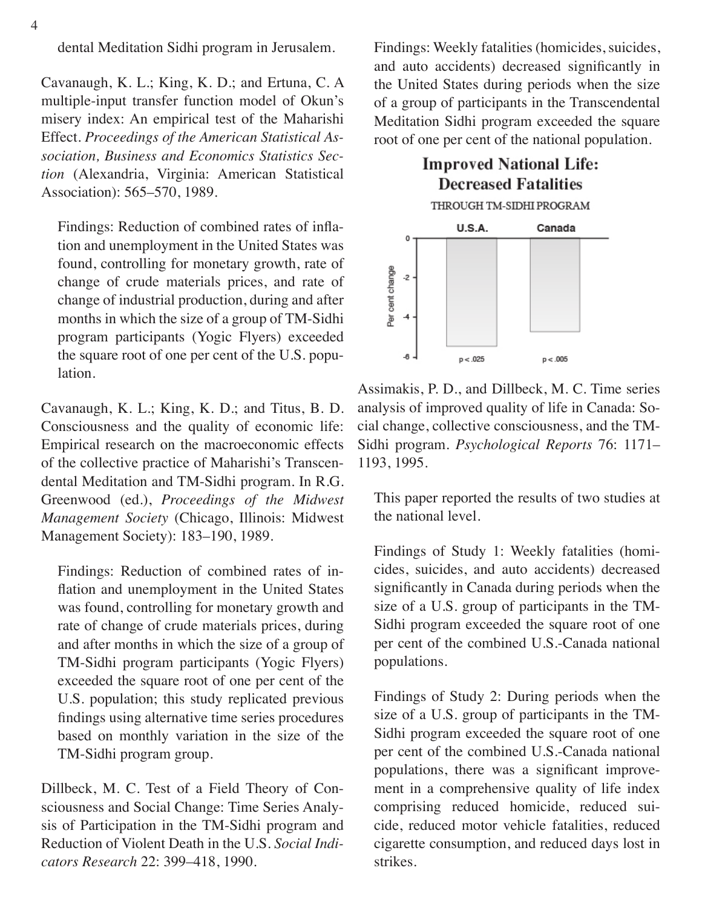dental Meditation Sidhi program in Jerusalem.

Cavanaugh, K. L.; King, K. D.; and Ertuna, C. A multiple-input transfer function model of Okun's misery index: An empirical test of the Maharishi Effect. *Proceedings of the American Statistical Association, Business and Economics Statistics Section* (Alexandria, Virginia: American Statistical Association): 565–570, 1989.

Findings: Reduction of combined rates of inflation and unemployment in the United States was found, controlling for monetary growth, rate of change of crude materials prices, and rate of change of industrial production, during and after months in which the size of a group of TM-Sidhi program participants (Yogic Flyers) exceeded the square root of one per cent of the U.S. population.

Cavanaugh, K. L.; King, K. D.; and Titus, B. D. Consciousness and the quality of economic life: Empirical research on the macroeconomic effects of the collective practice of Maharishi's Transcendental Meditation and TM-Sidhi program. In R.G. Greenwood (ed.), *Proceedings of the Midwest Management Society* (Chicago, Illinois: Midwest Management Society): 183–190, 1989.

Findings: Reduction of combined rates of inflation and unemployment in the United States was found, controlling for monetary growth and rate of change of crude materials prices, during and after months in which the size of a group of TM-Sidhi program participants (Yogic Flyers) exceeded the square root of one per cent of the U.S. population; this study replicated previous findings using alternative time series procedures based on monthly variation in the size of the TM-Sidhi program group.

Dillbeck, M. C. Test of a Field Theory of Consciousness and Social Change: Time Series Analysis of Participation in the TM-Sidhi program and Reduction of Violent Death in the U.S. *Social Indicators Research* 22: 399–418, 1990.

Findings: Weekly fatalities (homicides, suicides, and auto accidents) decreased significantly in the United States during periods when the size of a group of participants in the Transcendental Meditation Sidhi program exceeded the square root of one per cent of the national population.

**Improved National Life: Decreased Fatalities**

THROUGH TM-SIDHI PROGRAM

| | U.S.A. | Canada |
|---|---|---|
| Per cent change | ≈ −5.5 | ≈ −4.8 |
| | $p < .025$ | $p < .005$ |

Assimakis, P. D., and Dillbeck, M. C. Time series analysis of improved quality of life in Canada: Social change, collective consciousness, and the TM-Sidhi program. *Psychological Reports* 76: 1171–1193, 1995.

This paper reported the results of two studies at the national level.

Findings of Study 1: Weekly fatalities (homicides, suicides, and auto accidents) decreased significantly in Canada during periods when the size of a U.S. group of participants in the TM-Sidhi program exceeded the square root of one per cent of the combined U.S.-Canada national populations.

Findings of Study 2: During periods when the size of a U.S. group of participants in the TM-Sidhi program exceeded the square root of one per cent of the combined U.S.-Canada national populations, there was a significant improvement in a comprehensive quality of life index comprising reduced homicide, reduced suicide, reduced motor vehicle fatalities, reduced cigarette consumption, and reduced days lost in strikes.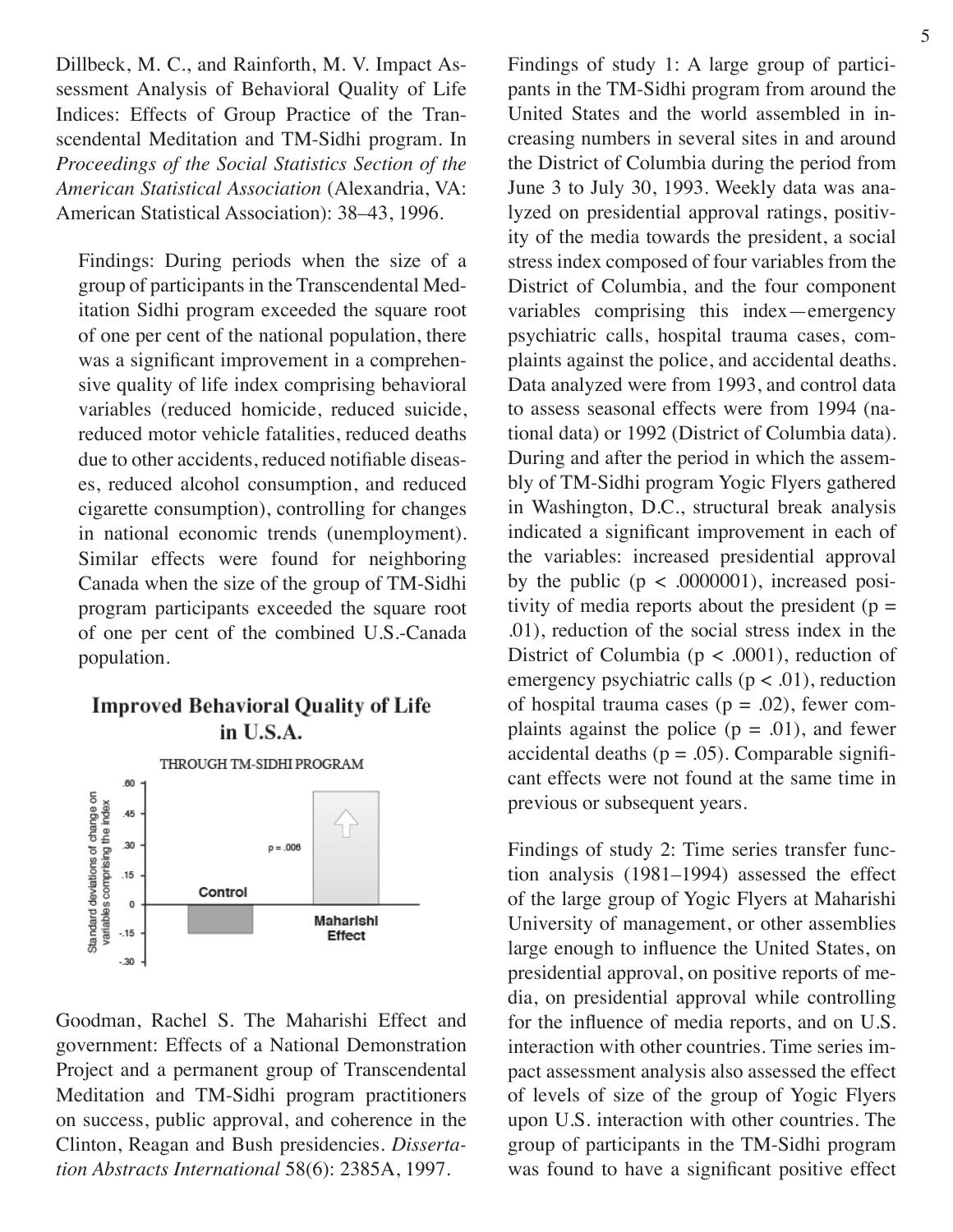Dillbeck, M. C., and Rainforth, M. V. Impact Assessment Analysis of Behavioral Quality of Life Indices: Effects of Group Practice of the Transcendental Meditation and TM-Sidhi program. In *Proceedings of the Social Statistics Section of the American Statistical Association* (Alexandria, VA: American Statistical Association): 38–43, 1996.

> Findings: During periods when the size of a group of participants in the Transcendental Meditation Sidhi program exceeded the square root of one per cent of the national population, there was a significant improvement in a comprehensive quality of life index comprising behavioral variables (reduced homicide, reduced suicide, reduced motor vehicle fatalities, reduced deaths due to other accidents, reduced notifiable diseases, reduced alcohol consumption, and reduced cigarette consumption), controlling for changes in national economic trends (unemployment). Similar effects were found for neighboring Canada when the size of the group of TM-Sidhi program participants exceeded the square root of one per cent of the combined U.S.-Canada population.

**Improved Behavioral Quality of Life in U.S.A.**

THROUGH TM-SIDHI PROGRAM

| | Control | Maharishi Effect |
|---|---|---|
| Standard deviations of change on variables comprising the index | approx. -.14 | approx. .55 ($p = .006$) |

Goodman, Rachel S. The Maharishi Effect and government: Effects of a National Demonstration Project and a permanent group of Transcendental Meditation and TM-Sidhi program practitioners on success, public approval, and coherence in the Clinton, Reagan and Bush presidencies. *Dissertation Abstracts International* 58(6): 2385A, 1997.

> Findings of study 1: A large group of participants in the TM-Sidhi program from around the United States and the world assembled in increasing numbers in several sites in and around the District of Columbia during the period from June 3 to July 30, 1993. Weekly data was analyzed on presidential approval ratings, positivity of the media towards the president, a social stress index composed of four variables from the District of Columbia, and the four component variables comprising this index—emergency psychiatric calls, hospital trauma cases, complaints against the police, and accidental deaths. Data analyzed were from 1993, and control data to assess seasonal effects were from 1994 (national data) or 1992 (District of Columbia data). During and after the period in which the assembly of TM-Sidhi program Yogic Flyers gathered in Washington, D.C., structural break analysis indicated a significant improvement in each of the variables: increased presidential approval by the public ($p < .0000001$), increased positivity of media reports about the president ($p = .01$), reduction of the social stress index in the District of Columbia ($p < .0001$), reduction of emergency psychiatric calls ($p < .01$), reduction of hospital trauma cases ($p = .02$), fewer complaints against the police ($p = .01$), and fewer accidental deaths ($p = .05$). Comparable significant effects were not found at the same time in previous or subsequent years.

> Findings of study 2: Time series transfer function analysis (1981–1994) assessed the effect of the large group of Yogic Flyers at Maharishi University of management, or other assemblies large enough to influence the United States, on presidential approval, on positive reports of media, on presidential approval while controlling for the influence of media reports, and on U.S. interaction with other countries. Time series impact assessment analysis also assessed the effect of levels of size of the group of Yogic Flyers upon U.S. interaction with other countries. The group of participants in the TM-Sidhi program was found to have a significant positive effect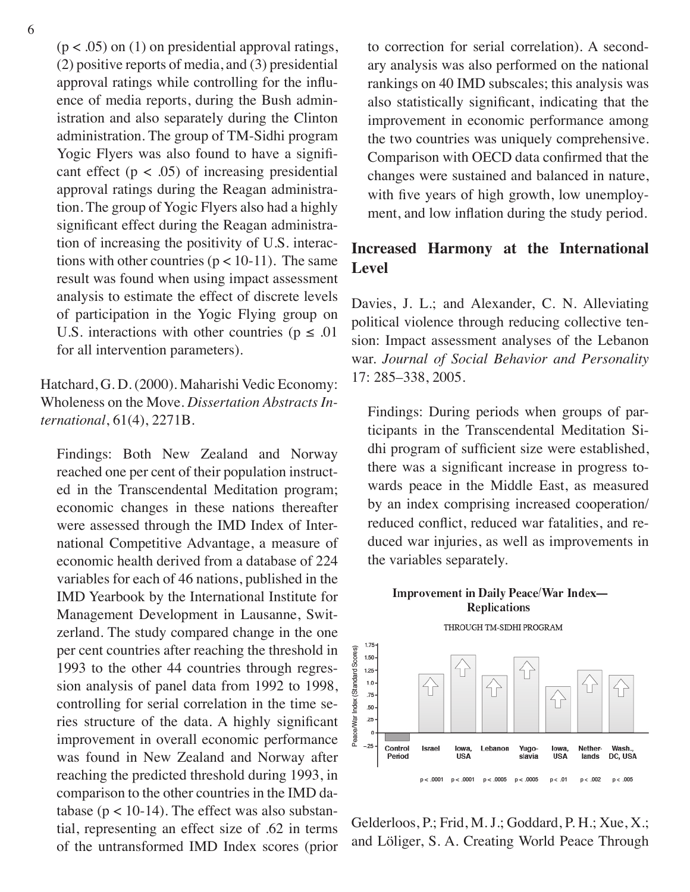($p < .05$) on (1) on presidential approval ratings, (2) positive reports of media, and (3) presidential approval ratings while controlling for the influence of media reports, during the Bush administration and also separately during the Clinton administration. The group of TM-Sidhi program Yogic Flyers was also found to have a significant effect ($p < .05$) of increasing presidential approval ratings during the Reagan administration. The group of Yogic Flyers also had a highly significant effect during the Reagan administration of increasing the positivity of U.S. interactions with other countries ($p < 10\text{-}11$). The same result was found when using impact assessment analysis to estimate the effect of discrete levels of participation in the Yogic Flying group on U.S. interactions with other countries ($p \leq .01$ for all intervention parameters).

Hatchard, G. D. (2000). Maharishi Vedic Economy: Wholeness on the Move. *Dissertation Abstracts International*, 61(4), 2271B.

Findings: Both New Zealand and Norway reached one per cent of their population instructed in the Transcendental Meditation program; economic changes in these nations thereafter were assessed through the IMD Index of International Competitive Advantage, a measure of economic health derived from a database of 224 variables for each of 46 nations, published in the IMD Yearbook by the International Institute for Management Development in Lausanne, Switzerland. The study compared change in the one per cent countries after reaching the threshold in 1993 to the other 44 countries through regression analysis of panel data from 1992 to 1998, controlling for serial correlation in the time series structure of the data. A highly significant improvement in overall economic performance was found in New Zealand and Norway after reaching the predicted threshold during 1993, in comparison to the other countries in the IMD database ($p < 10\text{-}14$). The effect was also substantial, representing an effect size of .62 in terms of the untransformed IMD Index scores (prior to correction for serial correlation). A secondary analysis was also performed on the national rankings on 40 IMD subscales; this analysis was also statistically significant, indicating that the improvement in economic performance among the two countries was uniquely comprehensive. Comparison with OECD data confirmed that the changes were sustained and balanced in nature, with five years of high growth, low unemployment, and low inflation during the study period.

## Increased Harmony at the International Level

Davies, J. L.; and Alexander, C. N. Alleviating political violence through reducing collective tension: Impact assessment analyses of the Lebanon war. *Journal of Social Behavior and Personality* 17: 285–338, 2005.

Findings: During periods when groups of participants in the Transcendental Meditation Sidhi program of sufficient size were established, there was a significant increase in progress towards peace in the Middle East, as measured by an index comprising increased cooperation/reduced conflict, reduced war fatalities, and reduced war injuries, as well as improvements in the variables separately.

**Improvement in Daily Peace/War Index—Replications**

THROUGH TM-SIDHI PROGRAM

Gelderloos, P.; Frid, M. J.; Goddard, P. H.; Xue, X.; and Löliger, S. A. Creating World Peace Through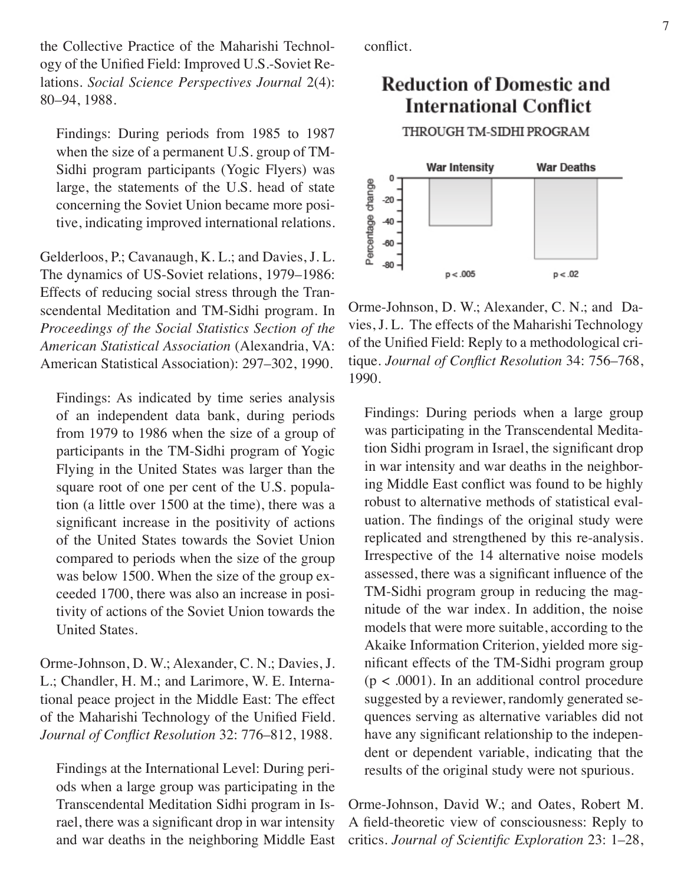the Collective Practice of the Maharishi Technology of the Unified Field: Improved U.S.-Soviet Relations. *Social Science Perspectives Journal* 2(4): 80–94, 1988.

> Findings: During periods from 1985 to 1987 when the size of a permanent U.S. group of TM-Sidhi program participants (Yogic Flyers) was large, the statements of the U.S. head of state concerning the Soviet Union became more positive, indicating improved international relations.

Gelderloos, P.; Cavanaugh, K. L.; and Davies, J. L. The dynamics of US-Soviet relations, 1979–1986: Effects of reducing social stress through the Transcendental Meditation and TM-Sidhi program. In *Proceedings of the Social Statistics Section of the American Statistical Association* (Alexandria, VA: American Statistical Association): 297–302, 1990.

> Findings: As indicated by time series analysis of an independent data bank, during periods from 1979 to 1986 when the size of a group of participants in the TM-Sidhi program of Yogic Flying in the United States was larger than the square root of one per cent of the U.S. population (a little over 1500 at the time), there was a significant increase in the positivity of actions of the United States towards the Soviet Union compared to periods when the size of the group was below 1500. When the size of the group exceeded 1700, there was also an increase in positivity of actions of the Soviet Union towards the United States.

Orme-Johnson, D. W.; Alexander, C. N.; Davies, J. L.; Chandler, H. M.; and Larimore, W. E. International peace project in the Middle East: The effect of the Maharishi Technology of the Unified Field. *Journal of Conflict Resolution* 32: 776–812, 1988.

> Findings at the International Level: During periods when a large group was participating in the Transcendental Meditation Sidhi program in Israel, there was a significant drop in war intensity and war deaths in the neighboring Middle East conflict.

**Reduction of Domestic and International Conflict**

THROUGH TM-SIDHI PROGRAM

| | War Intensity | War Deaths |
|---|---|---|
| Percentage change | $p < .005$ | $p < .02$ |

Orme-Johnson, D. W.; Alexander, C. N.; and Davies, J. L. The effects of the Maharishi Technology of the Unified Field: Reply to a methodological critique. *Journal of Conflict Resolution* 34: 756–768, 1990.

> Findings: During periods when a large group was participating in the Transcendental Meditation Sidhi program in Israel, the significant drop in war intensity and war deaths in the neighboring Middle East conflict was found to be highly robust to alternative methods of statistical evaluation. The findings of the original study were replicated and strengthened by this re-analysis. Irrespective of the 14 alternative noise models assessed, there was a significant influence of the TM-Sidhi program group in reducing the magnitude of the war index. In addition, the noise models that were more suitable, according to the Akaike Information Criterion, yielded more significant effects of the TM-Sidhi program group ($p < .0001$). In an additional control procedure suggested by a reviewer, randomly generated sequences serving as alternative variables did not have any significant relationship to the independent or dependent variable, indicating that the results of the original study were not spurious.

Orme-Johnson, David W.; and Oates, Robert M. A field-theoretic view of consciousness: Reply to critics. *Journal of Scientific Exploration* 23: 1–28,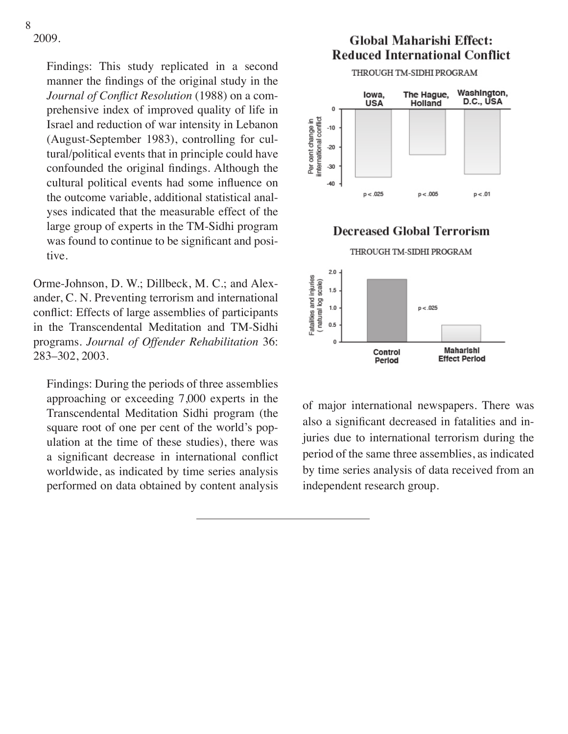2009.

Findings: This study replicated in a second manner the findings of the original study in the *Journal of Conflict Resolution* (1988) on a comprehensive index of improved quality of life in Israel and reduction of war intensity in Lebanon (August-September 1983), controlling for cultural/political events that in principle could have confounded the original findings. Although the cultural political events had some influence on the outcome variable, additional statistical analyses indicated that the measurable effect of the large group of experts in the TM-Sidhi program was found to continue to be significant and positive.

Orme-Johnson, D. W.; Dillbeck, M. C.; and Alexander, C. N. Preventing terrorism and international conflict: Effects of large assemblies of participants in the Transcendental Meditation and TM-Sidhi programs. *Journal of Offender Rehabilitation* 36: 283–302, 2003.

Findings: During the periods of three assemblies approaching or exceeding 7,000 experts in the Transcendental Meditation Sidhi program (the square root of one per cent of the world's population at the time of these studies), there was a significant decrease in international conflict worldwide, as indicated by time series analysis performed on data obtained by content analysis of major international newspapers. There was also a significant decreased in fatalities and injuries due to international terrorism during the period of the same three assemblies, as indicated by time series analysis of data received from an independent research group.

**Global Maharishi Effect: Reduced International Conflict**

THROUGH TM-SIDHI PROGRAM

Iowa, USA — The Hague, Holland — Washington, D.C., USA

Per cent change in international conflict

0, -10, -20, -30, -40

$p < .025$ — $p < .005$ — $p < .01$

**Decreased Global Terrorism**

THROUGH TM-SIDHI PROGRAM

Fatalities and injuries (natural log scale)

2.0, 1.5, 1.0, 0.5, 0

$p < .025$

Control Period — Maharishi Effect Period